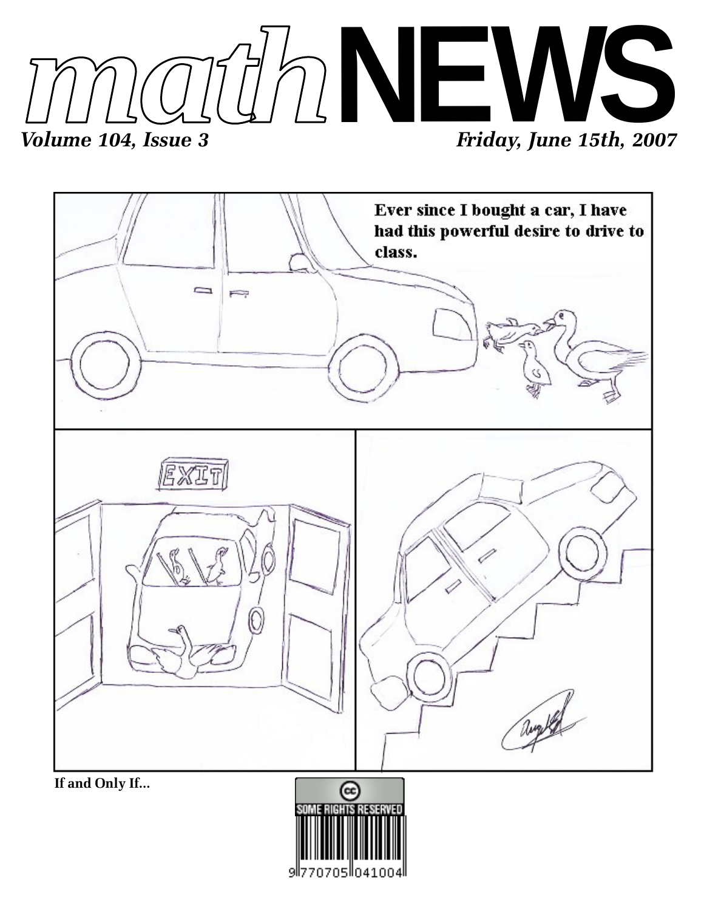# *math*NEWS

*Volume 104, Issue 3* — *Friday, June 15th, 2007*

Ever since I bought a car, I have had this powerful desire to drive to class.

EXIT

**If and Only If...**

SOME RIGHTS RESERVED

9770705041004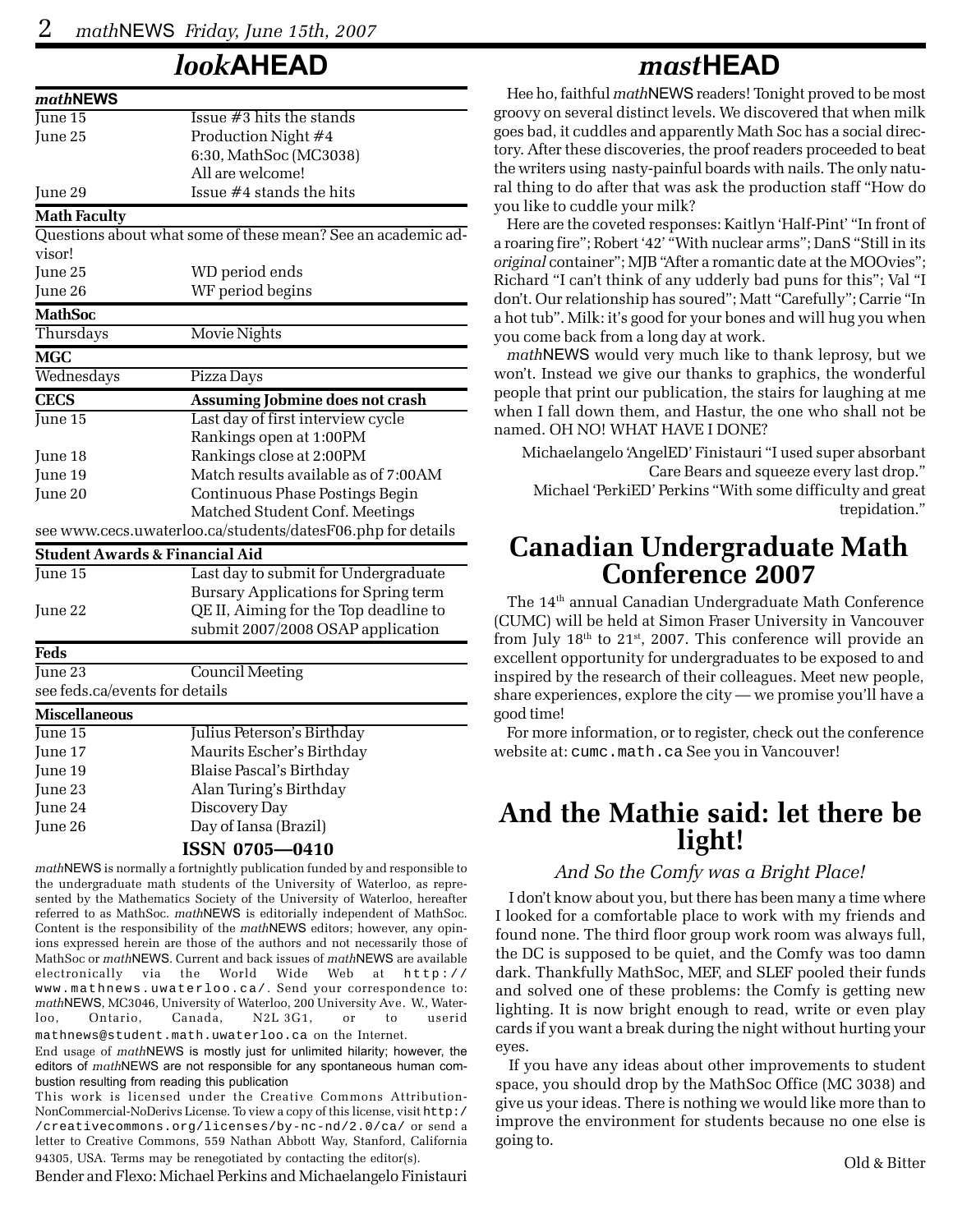# *look*AHEAD

| ***math*NEWS** | |
|---|---|
| June 15 | Issue #3 hits the stands |
| June 25 | Production Night #4<br>6:30, MathSoc (MC3038)<br>All are welcome! |
| June 29 | Issue #4 stands the hits |

| **Math Faculty** | |
|---|---|
| Questions about what some of these mean? See an academic advisor! | |
| June 25 | WD period ends |
| June 26 | WF period begins |

| **MathSoc** | |
|---|---|
| Thursdays | Movie Nights |

| **MGC** | |
|---|---|
| Wednesdays | Pizza Days |

| **CECS** | **Assuming Jobmine does not crash** |
|---|---|
| June 15 | Last day of first interview cycle<br>Rankings open at 1:00PM |
| June 18 | Rankings close at 2:00PM |
| June 19 | Match results available as of 7:00AM |
| June 20 | Continuous Phase Postings Begin<br>Matched Student Conf. Meetings |
| see www.cecs.uwaterloo.ca/students/datesF06.php for details | |

| **Student Awards & Financial Aid** | |
|---|---|
| June 15 | Last day to submit for Undergraduate Bursary Applications for Spring term |
| June 22 | QE II, Aiming for the Top deadline to submit 2007/2008 OSAP application |

| **Feds** | |
|---|---|
| June 23 | Council Meeting |
| see feds.ca/events for details | |

| **Miscellaneous** | |
|---|---|
| June 15 | Julius Peterson's Birthday |
| June 17 | Maurits Escher's Birthday |
| June 19 | Blaise Pascal's Birthday |
| June 23 | Alan Turing's Birthday |
| June 24 | Discovery Day |
| June 26 | Day of Iansa (Brazil) |

**ISSN 0705—0410**

*math*NEWS is normally a fortnightly publication funded by and responsible to the undergraduate math students of the University of Waterloo, as represented by the Mathematics Society of the University of Waterloo, hereafter referred to as MathSoc. *math*NEWS is editorially independent of MathSoc. Content is the responsibility of the *math*NEWS editors; however, any opinions expressed herein are those of the authors and not necessarily those of MathSoc or *math*NEWS. Current and back issues of *math*NEWS are available electronically via the World Wide Web at http://www.mathnews.uwaterloo.ca/. Send your correspondence to: *math*NEWS, MC3046, University of Waterloo, 200 University Ave. W., Waterloo, Ontario, Canada, N2L 3G1, or to userid mathnews@student.math.uwaterloo.ca on the Internet.

End usage of *math*NEWS is mostly just for unlimited hilarity; however, the editors of *math*NEWS are not responsible for any spontaneous human combustion resulting from reading this publication

This work is licensed under the Creative Commons Attribution-NonCommercial-NoDerivs License. To view a copy of this license, visit http://creativecommons.org/licenses/by-nc-nd/2.0/ca/ or send a letter to Creative Commons, 559 Nathan Abbott Way, Stanford, California 94305, USA. Terms may be renegotiated by contacting the editor(s).

Bender and Flexo: Michael Perkins and Michaelangelo Finistauri

# *mast*HEAD

Hee ho, faithful *math*NEWS readers! Tonight proved to be most groovy on several distinct levels. We discovered that when milk goes bad, it cuddles and apparently Math Soc has a social directory. After these discoveries, the proof readers proceeded to beat the writers using nasty-painful boards with nails. The only natural thing to do after that was ask the production staff "How do you like to cuddle your milk?

Here are the coveted responses: Kaitlyn 'Half-Pint' "In front of a roaring fire"; Robert '42' "With nuclear arms"; DanS "Still in its *original* container"; MJB "After a romantic date at the MOOvies"; Richard "I can't think of any udderly bad puns for this"; Val "I don't. Our relationship has soured"; Matt "Carefully"; Carrie "In a hot tub". Milk: it's good for your bones and will hug you when you come back from a long day at work.

*math*NEWS would very much like to thank leprosy, but we won't. Instead we give our thanks to graphics, the wonderful people that print our publication, the stairs for laughing at me when I fall down them, and Hastur, the one who shall not be named. OH NO! WHAT HAVE I DONE?

Michaelangelo 'AngelED' Finistauri "I used super absorbant Care Bears and squeeze every last drop."

Michael 'PerkiED' Perkins "With some difficulty and great trepidation."

# Canadian Undergraduate Math Conference 2007

The 14th annual Canadian Undergraduate Math Conference (CUMC) will be held at Simon Fraser University in Vancouver from July 18th to 21st, 2007. This conference will provide an excellent opportunity for undergraduates to be exposed to and inspired by the research of their colleagues. Meet new people, share experiences, explore the city — we promise you'll have a good time!

For more information, or to register, check out the conference website at: cumc.math.ca See you in Vancouver!

# And the Mathie said: let there be light!

*And So the Comfy was a Bright Place!*

I don't know about you, but there has been many a time where I looked for a comfortable place to work with my friends and found none. The third floor group work room was always full, the DC is supposed to be quiet, and the Comfy was too damn dark. Thankfully MathSoc, MEF, and SLEF pooled their funds and solved one of these problems: the Comfy is getting new lighting. It is now bright enough to read, write or even play cards if you want a break during the night without hurting your eyes.

If you have any ideas about other improvements to student space, you should drop by the MathSoc Office (MC 3038) and give us your ideas. There is nothing we would like more than to improve the environment for students because no one else is going to.

Old & Bitter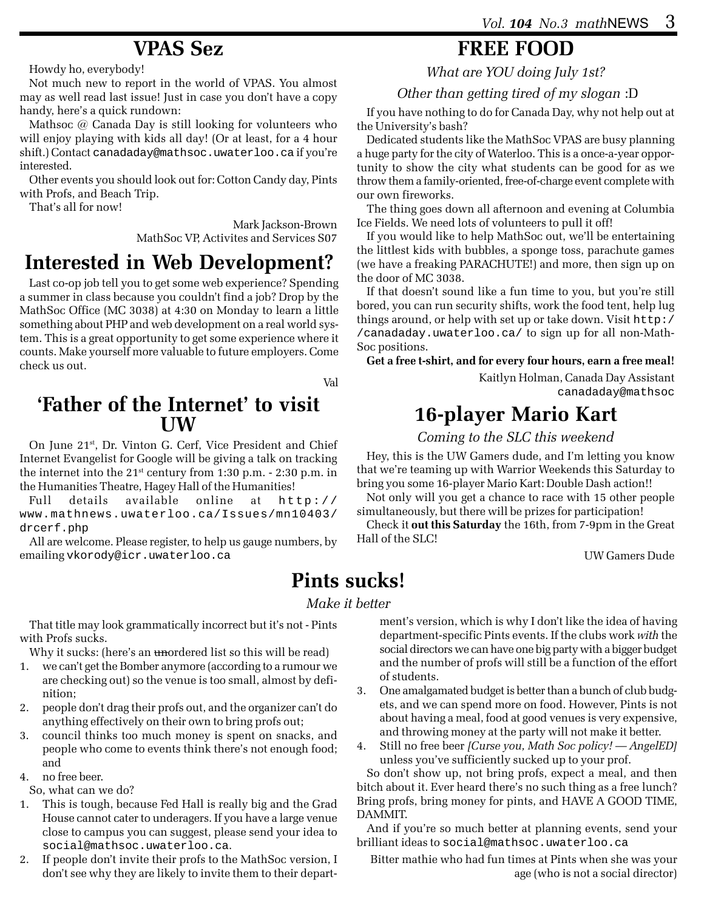## VPAS Sez

Howdy ho, everybody!

Not much new to report in the world of VPAS. You almost may as well read last issue! Just in case you don't have a copy handy, here's a quick rundown:

Mathsoc @ Canada Day is still looking for volunteers who will enjoy playing with kids all day! (Or at least, for a 4 hour shift.) Contact canadaday@mathsoc.uwaterloo.ca if you're interested.

Other events you should look out for: Cotton Candy day, Pints with Profs, and Beach Trip.

That's all for now!

Mark Jackson-Brown
MathSoc VP, Activites and Services S07

## Interested in Web Development?

Last co-op job tell you to get some web experience? Spending a summer in class because you couldn't find a job? Drop by the MathSoc Office (MC 3038) at 4:30 on Monday to learn a little something about PHP and web development on a real world system. This is a great opportunity to get some experience where it counts. Make yourself more valuable to future employers. Come check us out.

Val

## 'Father of the Internet' to visit UW

On June 21st, Dr. Vinton G. Cerf, Vice President and Chief Internet Evangelist for Google will be giving a talk on tracking the internet into the 21st century from 1:30 p.m. - 2:30 p.m. in the Humanities Theatre, Hagey Hall of the Humanities!

Full details available online at http://www.mathnews.uwaterloo.ca/Issues/mn10403/drcerf.php

All are welcome. Please register, to help us gauge numbers, by emailing vkorody@icr.uwaterloo.ca

## FREE FOOD

*What are YOU doing July 1st?*

*Other than getting tired of my slogan :D*

If you have nothing to do for Canada Day, why not help out at the University's bash?

Dedicated students like the MathSoc VPAS are busy planning a huge party for the city of Waterloo. This is a once-a-year opportunity to show the city what students can be good for as we throw them a family-oriented, free-of-charge event complete with our own fireworks.

The thing goes down all afternoon and evening at Columbia Ice Fields. We need lots of volunteers to pull it off!

If you would like to help MathSoc out, we'll be entertaining the littlest kids with bubbles, a sponge toss, parachute games (we have a freaking PARACHUTE!) and more, then sign up on the door of MC 3038.

If that doesn't sound like a fun time to you, but you're still bored, you can run security shifts, work the food tent, help lug things around, or help with set up or take down. Visit http://canadaday.uwaterloo.ca/ to sign up for all non-MathSoc positions.

**Get a free t-shirt, and for every four hours, earn a free meal!**

Kaitlyn Holman, Canada Day Assistant
canadaday@mathsoc

## 16-player Mario Kart

*Coming to the SLC this weekend*

Hey, this is the UW Gamers dude, and I'm letting you know that we're teaming up with Warrior Weekends this Saturday to bring you some 16-player Mario Kart: Double Dash action!!

Not only will you get a chance to race with 15 other people simultaneously, but there will be prizes for participation!

Check it **out this Saturday** the 16th, from 7-9pm in the Great Hall of the SLC!

UW Gamers Dude

## Pints sucks!

*Make it better*

That title may look grammatically incorrect but it's not - Pints with Profs sucks.

Why it sucks: (here's an ~~un~~ordered list so this will be read)

1. we can't get the Bomber anymore (according to a rumour we are checking out) so the venue is too small, almost by definition;
2. people don't drag their profs out, and the organizer can't do anything effectively on their own to bring profs out;
3. council thinks too much money is spent on snacks, and people who come to events think there's not enough food; and
4. no free beer.

So, what can we do?

1. This is tough, because Fed Hall is really big and the Grad House cannot cater to underagers. If you have a large venue close to campus you can suggest, please send your idea to social@mathsoc.uwaterloo.ca.
2. If people don't invite their profs to the MathSoc version, I don't see why they are likely to invite them to their department's version, which is why I don't like the idea of having department-specific Pints events. If the clubs work *with* the social directors we can have one big party with a bigger budget and the number of profs will still be a function of the effort of students.
3. One amalgamated budget is better than a bunch of club budgets, and we can spend more on food. However, Pints is not about having a meal, food at good venues is very expensive, and throwing money at the party will not make it better.
4. Still no free beer *[Curse you, Math Soc policy! — AngelED]* unless you've sufficiently sucked up to your prof.

So don't show up, not bring profs, expect a meal, and then bitch about it. Ever heard there's no such thing as a free lunch? Bring profs, bring money for pints, and HAVE A GOOD TIME, DAMMIT.

And if you're so much better at planning events, send your brilliant ideas to social@mathsoc.uwaterloo.ca

Bitter mathie who had fun times at Pints when she was your age (who is not a social director)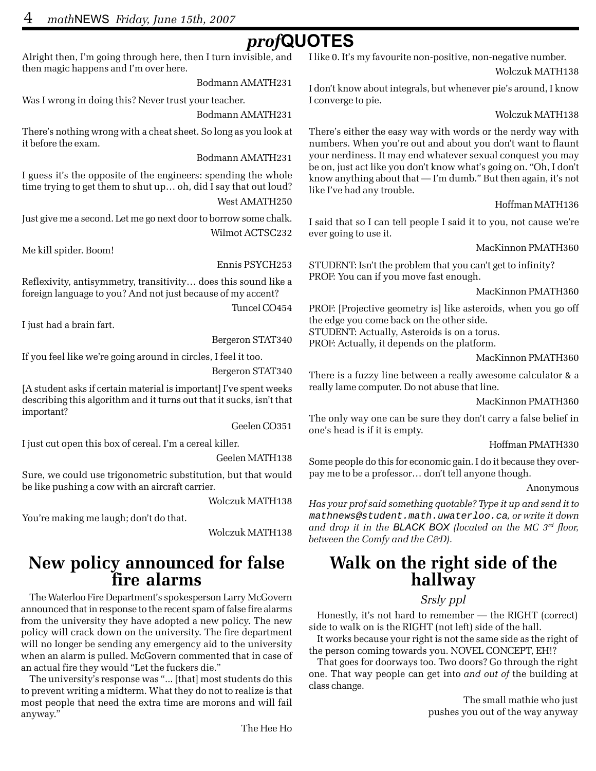# *prof*QUOTES

Alright then, I'm going through here, then I turn invisible, and then magic happens and I'm over here.

Bodmann AMATH231

Was I wrong in doing this? Never trust your teacher.

Bodmann AMATH231

There's nothing wrong with a cheat sheet. So long as you look at it before the exam.

Bodmann AMATH231

I guess it's the opposite of the engineers: spending the whole time trying to get them to shut up… oh, did I say that out loud?

West AMATH250

Just give me a second. Let me go next door to borrow some chalk.

Wilmot ACTSC232

Me kill spider. Boom!

Ennis PSYCH253

Reflexivity, antisymmetry, transitivity… does this sound like a foreign language to you? And not just because of my accent?

Tuncel CO454

I just had a brain fart.

Bergeron STAT340

If you feel like we're going around in circles, I feel it too.

Bergeron STAT340

[A student asks if certain material is important] I've spent weeks describing this algorithm and it turns out that it sucks, isn't that important?

Geelen CO351

I just cut open this box of cereal. I'm a cereal killer.

Geelen MATH138

Sure, we could use trigonometric substitution, but that would be like pushing a cow with an aircraft carrier.

Wolczuk MATH138

You're making me laugh; don't do that.

Wolczuk MATH138

I like 0. It's my favourite non-positive, non-negative number.

Wolczuk MATH138

I don't know about integrals, but whenever pie's around, I know I converge to pie.

Wolczuk MATH138

There's either the easy way with words or the nerdy way with numbers. When you're out and about you don't want to flaunt your nerdiness. It may end whatever sexual conquest you may be on, just act like you don't know what's going on. "Oh, I don't know anything about that — I'm dumb." But then again, it's not like I've had any trouble.

Hoffman MATH136

I said that so I can tell people I said it to you, not cause we're ever going to use it.

MacKinnon PMATH360

STUDENT: Isn't the problem that you can't get to infinity?
PROF: You can if you move fast enough.

MacKinnon PMATH360

PROF: [Projective geometry is] like asteroids, when you go off the edge you come back on the other side.
STUDENT: Actually, Asteroids is on a torus.
PROF: Actually, it depends on the platform.

MacKinnon PMATH360

There is a fuzzy line between a really awesome calculator & a really lame computer. Do not abuse that line.

MacKinnon PMATH360

The only way one can be sure they don't carry a false belief in one's head is if it is empty.

Hoffman PMATH330

Some people do this for economic gain. I do it because they overpay me to be a professor… don't tell anyone though.

Anonymous

*Has your prof said something quotable? Type it up and send it to `mathnews@student.math.uwaterloo.ca`, or write it down and drop it in the BLACK BOX (located on the MC 3rd floor, between the Comfy and the C&D).*

## New policy announced for false fire alarms

The Waterloo Fire Department's spokesperson Larry McGovern announced that in response to the recent spam of false fire alarms from the university they have adopted a new policy. The new policy will crack down on the university. The fire department will no longer be sending any emergency aid to the university when an alarm is pulled. McGovern commented that in case of an actual fire they would "Let the fuckers die."

The university's response was "... [that] most students do this to prevent writing a midterm. What they do not to realize is that most people that need the extra time are morons and will fail anyway."

The Hee Ho

## Walk on the right side of the hallway

*Srsly ppl*

Honestly, it's not hard to remember — the RIGHT (correct) side to walk on is the RIGHT (not left) side of the hall.

It works because your right is not the same side as the right of the person coming towards you. NOVEL CONCEPT, EH!?

That goes for doorways too. Two doors? Go through the right one. That way people can get into *and out of* the building at class change.

The small mathie who just
pushes you out of the way anyway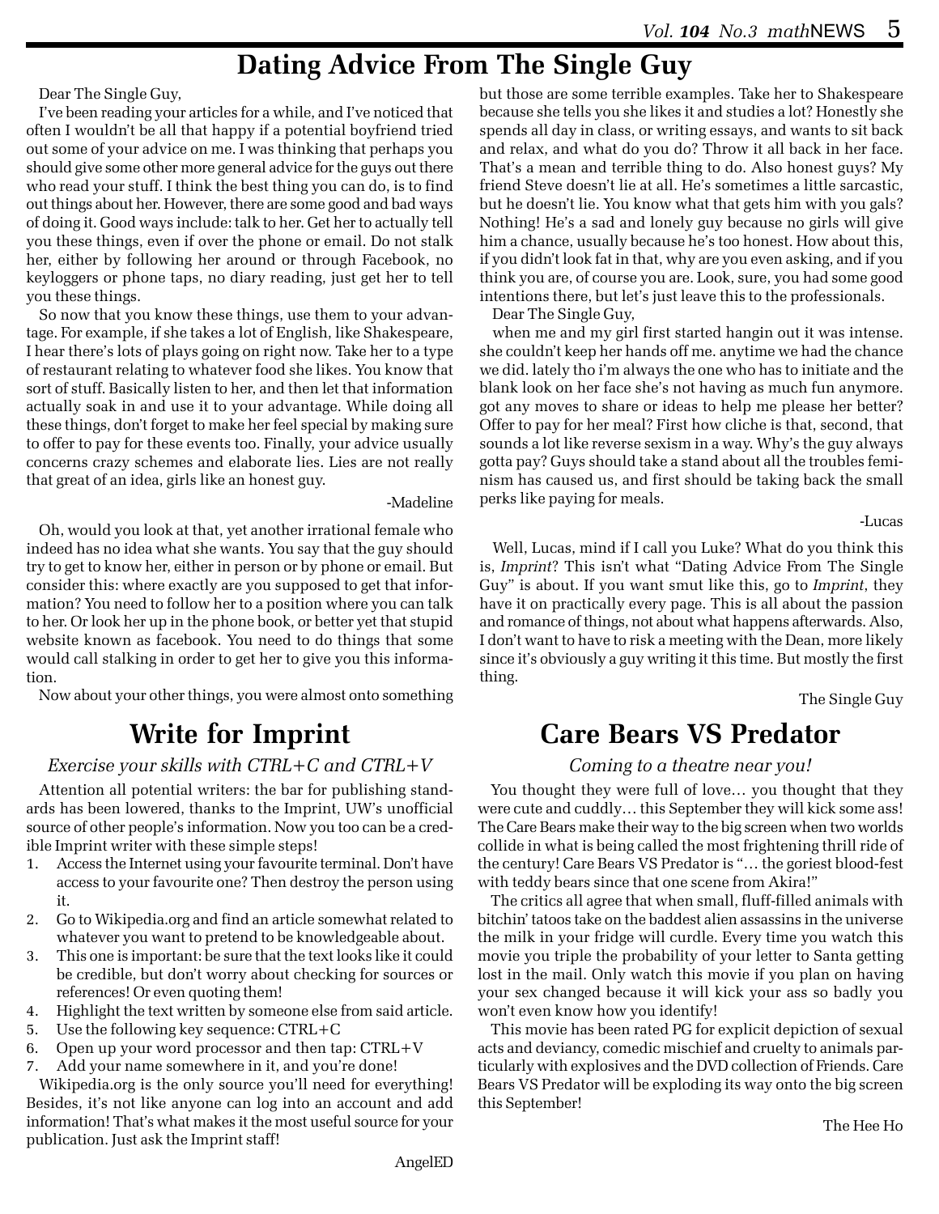# Dating Advice From The Single Guy

Dear The Single Guy,

I've been reading your articles for a while, and I've noticed that often I wouldn't be all that happy if a potential boyfriend tried out some of your advice on me. I was thinking that perhaps you should give some other more general advice for the guys out there who read your stuff. I think the best thing you can do, is to find out things about her. However, there are some good and bad ways of doing it. Good ways include: talk to her. Get her to actually tell you these things, even if over the phone or email. Do not stalk her, either by following her around or through Facebook, no keyloggers or phone taps, no diary reading, just get her to tell you these things.

So now that you know these things, use them to your advantage. For example, if she takes a lot of English, like Shakespeare, I hear there's lots of plays going on right now. Take her to a type of restaurant relating to whatever food she likes. You know that sort of stuff. Basically listen to her, and then let that information actually soak in and use it to your advantage. While doing all these things, don't forget to make her feel special by making sure to offer to pay for these events too. Finally, your advice usually concerns crazy schemes and elaborate lies. Lies are not really that great of an idea, girls like an honest guy.

-Madeline

Oh, would you look at that, yet another irrational female who indeed has no idea what she wants. You say that the guy should try to get to know her, either in person or by phone or email. But consider this: where exactly are you supposed to get that information? You need to follow her to a position where you can talk to her. Or look her up in the phone book, or better yet that stupid website known as facebook. You need to do things that some would call stalking in order to get her to give you this information.

Now about your other things, you were almost onto something but those are some terrible examples. Take her to Shakespeare because she tells you she likes it and studies a lot? Honestly she spends all day in class, or writing essays, and wants to sit back and relax, and what do you do? Throw it all back in her face. That's a mean and terrible thing to do. Also honest guys? My friend Steve doesn't lie at all. He's sometimes a little sarcastic, but he doesn't lie. You know what that gets him with you gals? Nothing! He's a sad and lonely guy because no girls will give him a chance, usually because he's too honest. How about this, if you didn't look fat in that, why are you even asking, and if you think you are, of course you are. Look, sure, you had some good intentions there, but let's just leave this to the professionals.

Dear The Single Guy,

when me and my girl first started hangin out it was intense. she couldn't keep her hands off me. anytime we had the chance we did. lately tho i'm always the one who has to initiate and the blank look on her face she's not having as much fun anymore. got any moves to share or ideas to help me please her better? Offer to pay for her meal? First how cliche is that, second, that sounds a lot like reverse sexism in a way. Why's the guy always gotta pay? Guys should take a stand about all the troubles feminism has caused us, and first should be taking back the small perks like paying for meals.

-Lucas

Well, Lucas, mind if I call you Luke? What do you think this is, *Imprint*? This isn't what "Dating Advice From The Single Guy" is about. If you want smut like this, go to *Imprint*, they have it on practically every page. This is all about the passion and romance of things, not about what happens afterwards. Also, I don't want to have to risk a meeting with the Dean, more likely since it's obviously a guy writing it this time. But mostly the first thing.

The Single Guy

# Write for Imprint

*Exercise your skills with CTRL+C and CTRL+V*

Attention all potential writers: the bar for publishing standards has been lowered, thanks to the Imprint, UW's unofficial source of other people's information. Now you too can be a credible Imprint writer with these simple steps!

1. Access the Internet using your favourite terminal. Don't have access to your favourite one? Then destroy the person using it.
2. Go to Wikipedia.org and find an article somewhat related to whatever you want to pretend to be knowledgeable about.
3. This one is important: be sure that the text looks like it could be credible, but don't worry about checking for sources or references! Or even quoting them!
4. Highlight the text written by someone else from said article.
5. Use the following key sequence: CTRL+C
6. Open up your word processor and then tap: CTRL+V
7. Add your name somewhere in it, and you're done!

Wikipedia.org is the only source you'll need for everything! Besides, it's not like anyone can log into an account and add information! That's what makes it the most useful source for your publication. Just ask the Imprint staff!

AngelED

# Care Bears VS Predator

*Coming to a theatre near you!*

You thought they were full of love… you thought that they were cute and cuddly… this September they will kick some ass! The Care Bears make their way to the big screen when two worlds collide in what is being called the most frightening thrill ride of the century! Care Bears VS Predator is "… the goriest blood-fest with teddy bears since that one scene from Akira!"

The critics all agree that when small, fluff-filled animals with bitchin' tatoos take on the baddest alien assassins in the universe the milk in your fridge will curdle. Every time you watch this movie you triple the probability of your letter to Santa getting lost in the mail. Only watch this movie if you plan on having your sex changed because it will kick your ass so badly you won't even know how you identify!

This movie has been rated PG for explicit depiction of sexual acts and deviancy, comedic mischief and cruelty to animals particularly with explosives and the DVD collection of Friends. Care Bears VS Predator will be exploding its way onto the big screen this September!

The Hee Ho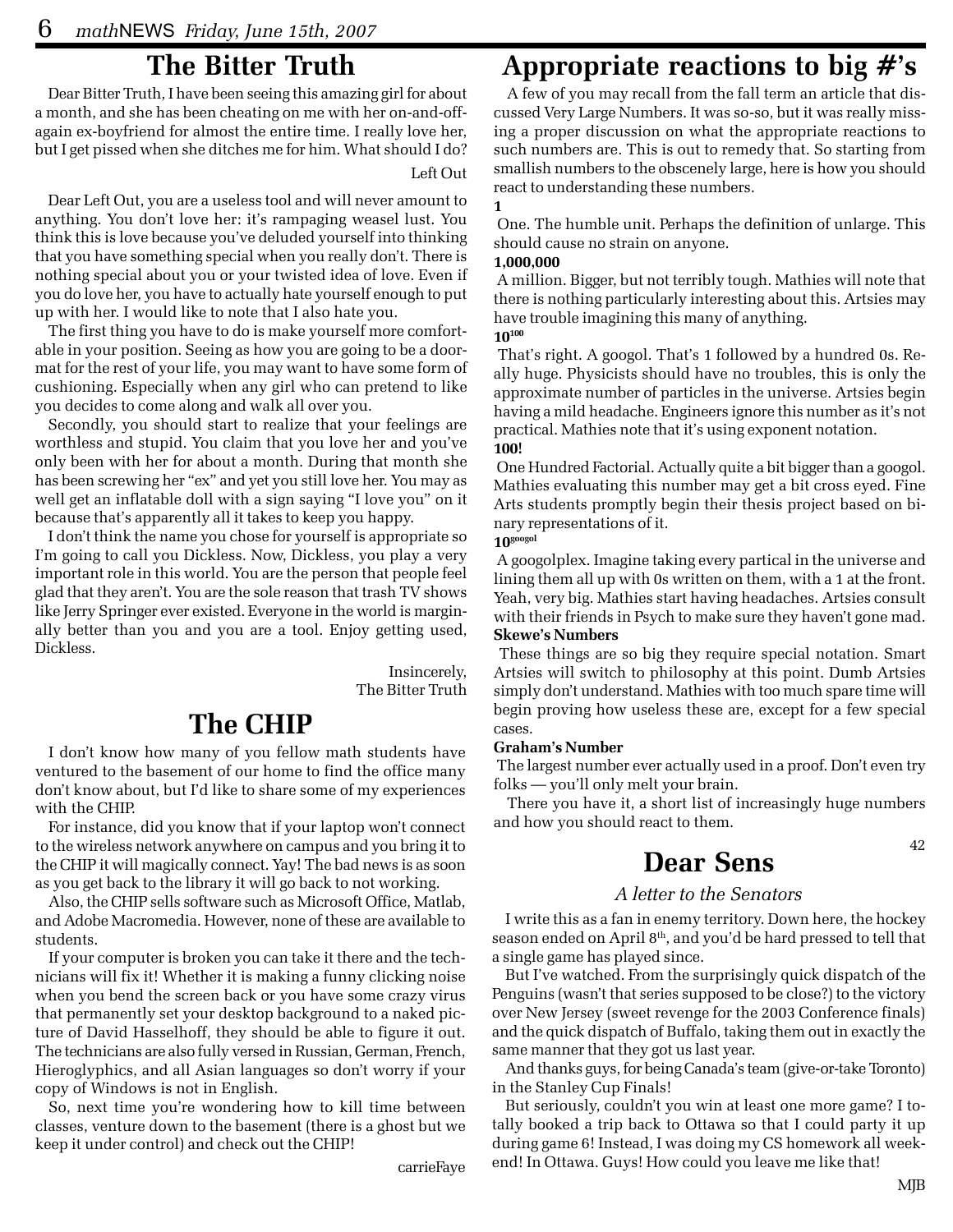## The Bitter Truth

Dear Bitter Truth, I have been seeing this amazing girl for about a month, and she has been cheating on me with her on-and-off-again ex-boyfriend for almost the entire time. I really love her, but I get pissed when she ditches me for him. What should I do?

Left Out

Dear Left Out, you are a useless tool and will never amount to anything. You don't love her: it's rampaging weasel lust. You think this is love because you've deluded yourself into thinking that you have something special when you really don't. There is nothing special about you or your twisted idea of love. Even if you do love her, you have to actually hate yourself enough to put up with her. I would like to note that I also hate you.

The first thing you have to do is make yourself more comfortable in your position. Seeing as how you are going to be a doormat for the rest of your life, you may want to have some form of cushioning. Especially when any girl who can pretend to like you decides to come along and walk all over you.

Secondly, you should start to realize that your feelings are worthless and stupid. You claim that you love her and you've only been with her for about a month. During that month she has been screwing her "ex" and yet you still love her. You may as well get an inflatable doll with a sign saying "I love you" on it because that's apparently all it takes to keep you happy.

I don't think the name you chose for yourself is appropriate so I'm going to call you Dickless. Now, Dickless, you play a very important role in this world. You are the person that people feel glad that they aren't. You are the sole reason that trash TV shows like Jerry Springer ever existed. Everyone in the world is marginally better than you and you are a tool. Enjoy getting used, Dickless.

Insincerely,
The Bitter Truth

## The CHIP

I don't know how many of you fellow math students have ventured to the basement of our home to find the office many don't know about, but I'd like to share some of my experiences with the CHIP.

For instance, did you know that if your laptop won't connect to the wireless network anywhere on campus and you bring it to the CHIP it will magically connect. Yay! The bad news is as soon as you get back to the library it will go back to not working.

Also, the CHIP sells software such as Microsoft Office, Matlab, and Adobe Macromedia. However, none of these are available to students.

If your computer is broken you can take it there and the technicians will fix it! Whether it is making a funny clicking noise when you bend the screen back or you have some crazy virus that permanently set your desktop background to a naked picture of David Hasselhoff, they should be able to figure it out. The technicians are also fully versed in Russian, German, French, Hieroglyphics, and all Asian languages so don't worry if your copy of Windows is not in English.

So, next time you're wondering how to kill time between classes, venture down to the basement (there is a ghost but we keep it under control) and check out the CHIP!

carrieFaye

## Appropriate reactions to big #'s

A few of you may recall from the fall term an article that discussed Very Large Numbers. It was so-so, but it was really missing a proper discussion on what the appropriate reactions to such numbers are. This is out to remedy that. So starting from smallish numbers to the obscenely large, here is how you should react to understanding these numbers.

**1**

One. The humble unit. Perhaps the definition of unlarge. This should cause no strain on anyone.

**1,000,000**

A million. Bigger, but not terribly tough. Mathies will note that there is nothing particularly interesting about this. Artsies may have trouble imagining this many of anything.

**$10^{100}$**

That's right. A googol. That's 1 followed by a hundred 0s. Really huge. Physicists should have no troubles, this is only the approximate number of particles in the universe. Artsies begin having a mild headache. Engineers ignore this number as it's not practical. Mathies note that it's using exponent notation.

**100!**

One Hundred Factorial. Actually quite a bit bigger than a googol. Mathies evaluating this number may get a bit cross eyed. Fine Arts students promptly begin their thesis project based on binary representations of it.

**$10^{googol}$**

A googolplex. Imagine taking every partical in the universe and lining them all up with 0s written on them, with a 1 at the front. Yeah, very big. Mathies start having headaches. Artsies consult with their friends in Psych to make sure they haven't gone mad.

**Skewe's Numbers**

These things are so big they require special notation. Smart Artsies will switch to philosophy at this point. Dumb Artsies simply don't understand. Mathies with too much spare time will begin proving how useless these are, except for a few special cases.

**Graham's Number**

The largest number ever actually used in a proof. Don't even try folks — you'll only melt your brain.

There you have it, a short list of increasingly huge numbers and how you should react to them.

42

## Dear Sens

*A letter to the Senators*

I write this as a fan in enemy territory. Down here, the hockey season ended on April 8th, and you'd be hard pressed to tell that a single game has played since.

But I've watched. From the surprisingly quick dispatch of the Penguins (wasn't that series supposed to be close?) to the victory over New Jersey (sweet revenge for the 2003 Conference finals) and the quick dispatch of Buffalo, taking them out in exactly the same manner that they got us last year.

And thanks guys, for being Canada's team (give-or-take Toronto) in the Stanley Cup Finals!

But seriously, couldn't you win at least one more game? I totally booked a trip back to Ottawa so that I could party it up during game 6! Instead, I was doing my CS homework all weekend! In Ottawa. Guys! How could you leave me like that!

MJB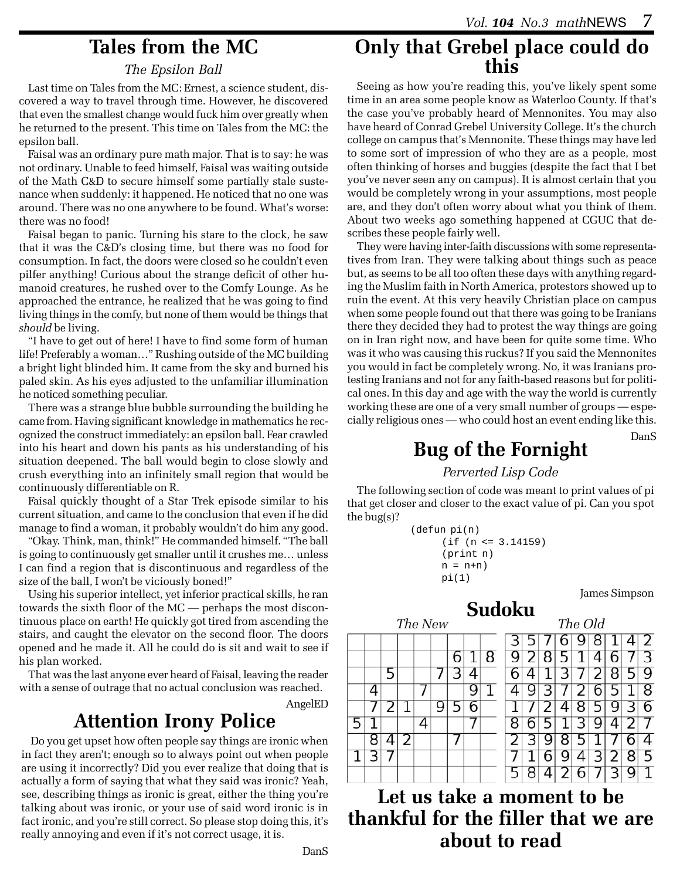# Tales from the MC

*The Epsilon Ball*

Last time on Tales from the MC: Ernest, a science student, discovered a way to travel through time. However, he discovered that even the smallest change would fuck him over greatly when he returned to the present. This time on Tales from the MC: the epsilon ball.

Faisal was an ordinary pure math major. That is to say: he was not ordinary. Unable to feed himself, Faisal was waiting outside of the Math C&D to secure himself some partially stale sustenance when suddenly: it happened. He noticed that no one was around. There was no one anywhere to be found. What's worse: there was no food!

Faisal began to panic. Turning his stare to the clock, he saw that it was the C&D's closing time, but there was no food for consumption. In fact, the doors were closed so he couldn't even pilfer anything! Curious about the strange deficit of other humanoid creatures, he rushed over to the Comfy Lounge. As he approached the entrance, he realized that he was going to find living things in the comfy, but none of them would be things that *should* be living.

"I have to get out of here! I have to find some form of human life! Preferably a woman…" Rushing outside of the MC building a bright light blinded him. It came from the sky and burned his paled skin. As his eyes adjusted to the unfamiliar illumination he noticed something peculiar.

There was a strange blue bubble surrounding the building he came from. Having significant knowledge in mathematics he recognized the construct immediately: an epsilon ball. Fear crawled into his heart and down his pants as his understanding of his situation deepened. The ball would begin to close slowly and crush everything into an infinitely small region that would be continuously differentiable on R.

Faisal quickly thought of a Star Trek episode similar to his current situation, and came to the conclusion that even if he did manage to find a woman, it probably wouldn't do him any good.

"Okay. Think, man, think!" He commanded himself. "The ball is going to continuously get smaller until it crushes me… unless I can find a region that is discontinuous and regardless of the size of the ball, I won't be viciously boned!"

Using his superior intellect, yet inferior practical skills, he ran towards the sixth floor of the MC — perhaps the most discontinuous place on earth! He quickly got tired from ascending the stairs, and caught the elevator on the second floor. The doors opened and he made it. All he could do is sit and wait to see if his plan worked.

That was the last anyone ever heard of Faisal, leaving the reader with a sense of outrage that no actual conclusion was reached.

AngelED

# Attention Irony Police

Do you get upset how often people say things are ironic when in fact they aren't; enough so to always point out when people are using it incorrectly? Did you ever realize that doing that is actually a form of saying that what they said was ironic? Yeah, see, describing things as ironic is great, either the thing you're talking about was ironic, or your use of said word ironic is in fact ironic, and you're still correct. So please stop doing this, it's really annoying and even if it's not correct usage, it is.

DanS

# Only that Grebel place could do this

Seeing as how you're reading this, you've likely spent some time in an area some people know as Waterloo County. If that's the case you've probably heard of Mennonites. You may also have heard of Conrad Grebel University College. It's the church college on campus that's Mennonite. These things may have led to some sort of impression of who they are as a people, most often thinking of horses and buggies (despite the fact that I bet you've never seen any on campus). It is almost certain that you would be completely wrong in your assumptions, most people are, and they don't often worry about what you think of them. About two weeks ago something happened at CGUC that describes these people fairly well.

They were having inter-faith discussions with some representatives from Iran. They were talking about things such as peace but, as seems to be all too often these days with anything regarding the Muslim faith in North America, protestors showed up to ruin the event. At this very heavily Christian place on campus when some people found out that there was going to be Iranians there they decided they had to protest the way things are going on in Iran right now, and have been for quite some time. Who was it who was causing this ruckus? If you said the Mennonites you would in fact be completely wrong. No, it was Iranians protesting Iranians and not for any faith-based reasons but for political ones. In this day and age with the way the world is currently working these are one of a very small number of groups — especially religious ones — who could host an event ending like this.

DanS

# Bug of the Fornight

*Perverted Lisp Code*

The following section of code was meant to print values of pi that get closer and closer to the exact value of pi. Can you spot the bug(s)?

```
(defun pi(n)
     (if (n <= 3.14159)
     (print n)
     n = n+n)
     pi(1)
```

James Simpson

# Sudoku

*The New*

| | | | | | | | | |
|---|---|---|---|---|---|---|---|---|
| | | | | | | | | |
| | | | | | | 6 | 1 | 8 |
| | | 5 | | | 7 | 3 | 4 | |
| | 4 | | | 7 | | | 9 | 1 |
| | 7 | 2 | 1 | | 9 | 5 | 6 | |
| 5 | 1 | | | 4 | | | 7 | |
| | 8 | 4 | 2 | | | 7 | | |
| 1 | 3 | 7 | | | | | | |
| | | | | | | | | |

*The Old*

| | | | | | | | | |
|---|---|---|---|---|---|---|---|---|
| 3 | 5 | 7 | 6 | 9 | 8 | 1 | 4 | 2 |
| 9 | 2 | 8 | 5 | 1 | 4 | 6 | 7 | 3 |
| 6 | 4 | 1 | 3 | 7 | 2 | 8 | 5 | 9 |
| 4 | 9 | 3 | 7 | 2 | 6 | 5 | 1 | 8 |
| 1 | 7 | 2 | 4 | 8 | 5 | 9 | 3 | 6 |
| 8 | 6 | 5 | 1 | 3 | 9 | 4 | 2 | 7 |
| 2 | 3 | 9 | 8 | 5 | 1 | 7 | 6 | 4 |
| 7 | 1 | 6 | 9 | 4 | 3 | 2 | 8 | 5 |
| 5 | 8 | 4 | 2 | 6 | 7 | 3 | 9 | 1 |

# Let us take a moment to be thankful for the filler that we are about to read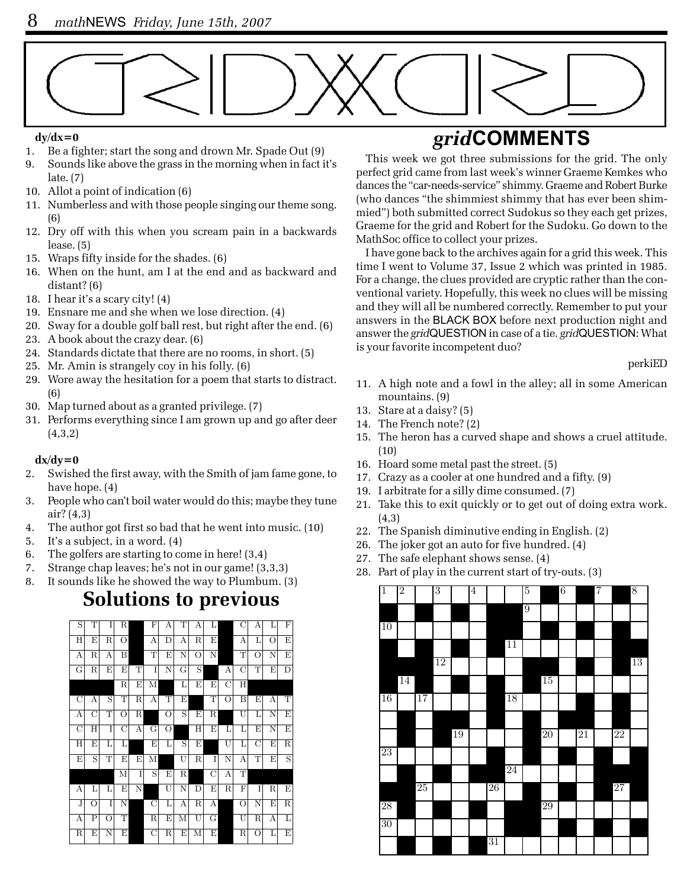# GRIDWORD

### dy/dx=0

1. Be a fighter; start the song and drown Mr. Spade Out (9)
9. Sounds like above the grass in the morning when in fact it's late. (7)
10. Allot a point of indication (6)
11. Numberless and with those people singing our theme song. (6)
12. Dry off with this when you scream pain in a backwards lease. (5)
15. Wraps fifty inside for the shades. (6)
16. When on the hunt, am I at the end and as backward and distant? (6)
18. I hear it's a scary city! (4)
19. Ensnare me and she when we lose direction. (4)
20. Sway for a double golf ball rest, but right after the end. (6)
23. A book about the crazy dear. (6)
24. Standards dictate that there are no rooms, in short. (5)
25. Mr. Amin is strangely coy in his folly. (6)
29. Wore away the hesitation for a poem that starts to distract. (6)
30. Map turned about as a granted privilege. (7)
31. Performs everything since I am grown up and go after deer (4,3,2)

### dx/dy=0

2. Swished the first away, with the Smith of jam fame gone, to have hope. (4)
3. People who can't boil water would do this; maybe they tune air? (4,3)
4. The author got first so bad that he went into music. (10)
5. It's a subject, in a word. (4)
6. The golfers are starting to come in here! (3,4)
7. Strange chap leaves; he's not in our game! (3,3,3)
8. It sounds like he showed the way to Plumbum. (3)
11. A high note and a fowl in the alley; all in some American mountains. (9)
13. Stare at a daisy? (5)
14. The French note? (2)
15. The heron has a curved shape and shows a cruel attitude. (10)
16. Hoard some metal past the street. (5)
17. Crazy as a cooler at one hundred and a fifty. (9)
19. I arbitrate for a silly dime consumed. (7)
21. Take this to exit quickly or to get out of doing extra work. (4,3)
22. The Spanish diminutive ending in English. (2)
26. The joker got an auto for five hundred. (4)
27. The safe elephant shows sense. (4)
28. Part of play in the current start of try-outs. (3)

## *grid*COMMENTS

This week we got three submissions for the grid. The only perfect grid came from last week's winner Graeme Kemkes who dances the "car-needs-service" shimmy. Graeme and Robert Burke (who dances "the shimmiest shimmy that has ever been shimmied") both submitted correct Sudokus so they each get prizes, Graeme for the grid and Robert for the Sudoku. Go down to the MathSoc office to collect your prizes.

I have gone back to the archives again for a grid this week. This time I went to Volume 37, Issue 2 which was printed in 1985. For a change, the clues provided are cryptic rather than the conventional variety. Hopefully, this week no clues will be missing and they will all be numbered correctly. Remember to put your answers in the BLACK BOX before next production night and answer the *grid*QUESTION in case of a tie. *grid*QUESTION: What is your favorite incompetent duo?

perkiED

## Solutions to previous

| | | | | | | | | | | | | | | |
|---|---|---|---|---|---|---|---|---|---|---|---|---|---|---|
| S | T | I | R | | F | A | T | A | L | | C | A | L | F |
| H | E | R | O | | A | D | A | R | E | | A | L | O | E |
| A | R | A | B | | T | E | N | O | N | | T | O | N | E |
| G | R | E | E | T | I | N | G | S | | A | C | T | E | D |
| | | | R | E | M | | L | E | E | C | H | | | |
| C | A | S | T | R | A | T | E | | T | O | B | E | A | T |
| A | C | T | O | R | | O | S | E | R | | U | L | N | E |
| C | H | I | C | A | G | O | | H | E | L | L | E | N | E |
| H | E | L | L | | E | L | S | E | | U | L | C | E | R |
| E | S | T | E | E | M | | U | R | I | N | A | T | E | S |
| | | | M | I | S | E | R | | C | A | T | | | |
| A | L | L | E | N | | U | N | D | E | R | F | I | R | E |
| J | O | I | N | | C | L | A | R | A | | O | N | E | R |
| A | P | O | T | | R | E | M | U | G | | U | R | A | L |
| R | E | N | E | | C | R | E | M | E | | R | O | L | E |